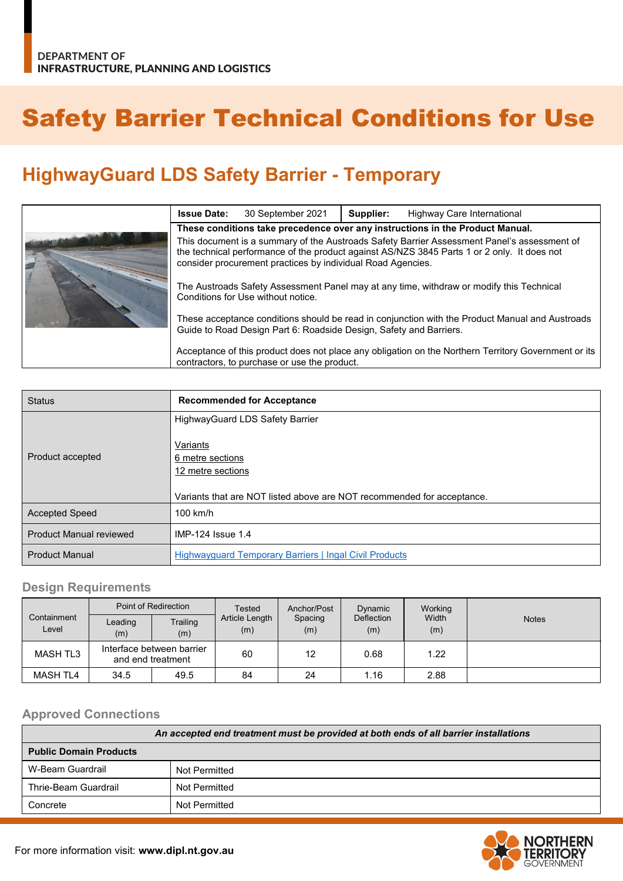DEPARTMENT OF
INFRASTRUCTURE, PLANNING AND LOGISTICS

# Safety Barrier Technical Conditions for Use

## HighwayGuard LDS Safety Barrier - Temporary

| **Issue Date:** 30 September 2021 | **Supplier:** Highway Care International |
|---|---|

**These conditions take precedence over any instructions in the Product Manual.**

This document is a summary of the Austroads Safety Barrier Assessment Panel's assessment of the technical performance of the product against AS/NZS 3845 Parts 1 or 2 only. It does not consider procurement practices by individual Road Agencies.

The Austroads Safety Assessment Panel may at any time, withdraw or modify this Technical Conditions for Use without notice.

These acceptance conditions should be read in conjunction with the Product Manual and Austroads Guide to Road Design Part 6: Roadside Design, Safety and Barriers.

Acceptance of this product does not place any obligation on the Northern Territory Government or its contractors, to purchase or use the product.

| Status | **Recommended for Acceptance** |
|---|---|
| Product accepted | HighwayGuard LDS Safety Barrier<br><br>Variants<br>6 metre sections<br>12 metre sections<br><br>Variants that are NOT listed above are NOT recommended for acceptance. |
| Accepted Speed | 100 km/h |
| Product Manual reviewed | IMP-124 Issue 1.4 |
| Product Manual | Highwayguard Temporary Barriers \| Ingal Civil Products |

### Design Requirements

| Containment Level | Point of Redirection | | Tested Article Length (m) | Anchor/Post Spacing (m) | Dynamic Deflection (m) | Working Width (m) | Notes |
|---|---|---|---|---|---|---|---|
| | Leading (m) | Trailing (m) | | | | | |
| MASH TL3 | Interface between barrier and end treatment | | 60 | 12 | 0.68 | 1.22 | |
| MASH TL4 | 34.5 | 49.5 | 84 | 24 | 1.16 | 2.88 | |

### Approved Connections

| ***An accepted end treatment must be provided at both ends of all barrier installations*** | |
|---|---|
| **Public Domain Products** | |
| W-Beam Guardrail | Not Permitted |
| Thrie-Beam Guardrail | Not Permitted |
| Concrete | Not Permitted |

For more information visit: **www.dipl.nt.gov.au**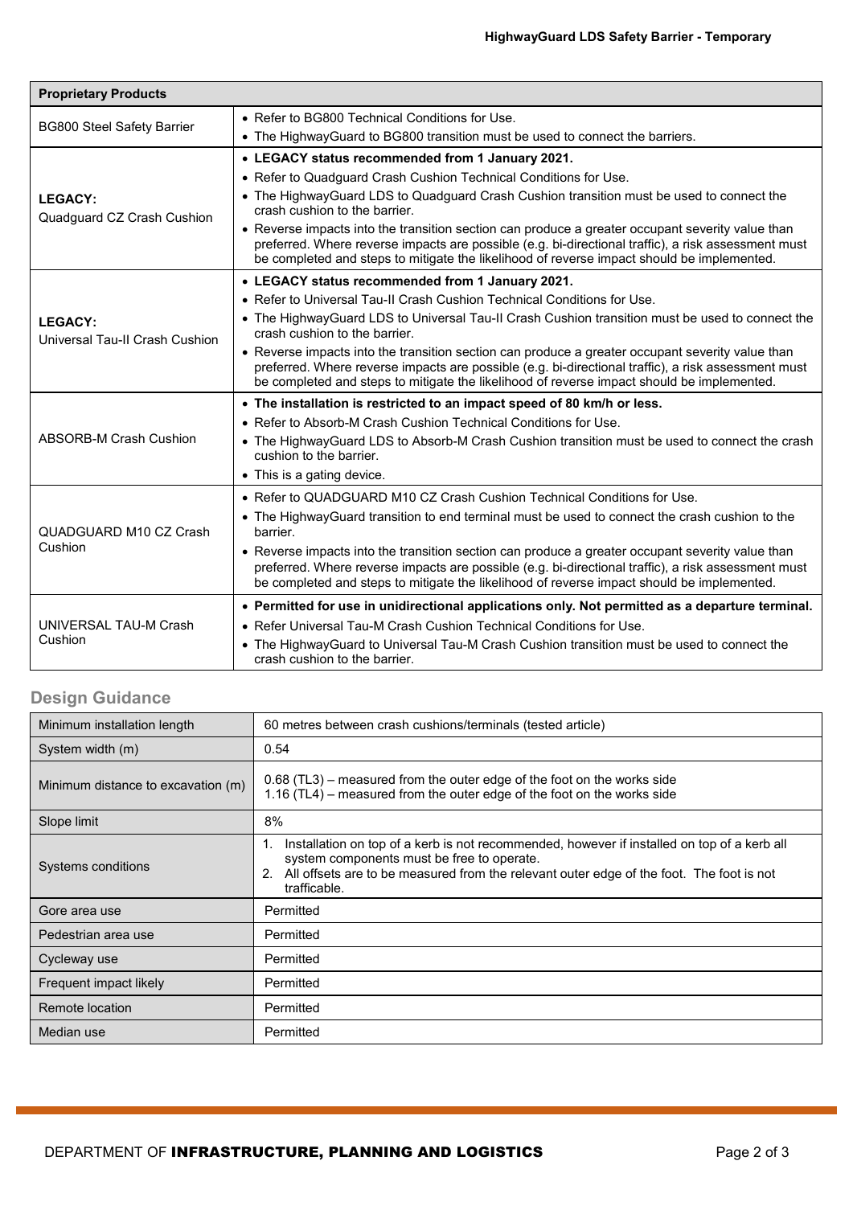| Proprietary Products | |
|---|---|
| BG800 Steel Safety Barrier | • Refer to BG800 Technical Conditions for Use.<br>• The HighwayGuard to BG800 transition must be used to connect the barriers. |
| **LEGACY:**<br>Quadguard CZ Crash Cushion | • **LEGACY status recommended from 1 January 2021.**<br>• Refer to Quadguard Crash Cushion Technical Conditions for Use.<br>• The HighwayGuard LDS to Quadguard Crash Cushion transition must be used to connect the crash cushion to the barrier.<br>• Reverse impacts into the transition section can produce a greater occupant severity value than preferred. Where reverse impacts are possible (e.g. bi-directional traffic), a risk assessment must be completed and steps to mitigate the likelihood of reverse impact should be implemented. |
| **LEGACY:**<br>Universal Tau-II Crash Cushion | • **LEGACY status recommended from 1 January 2021.**<br>• Refer to Universal Tau-II Crash Cushion Technical Conditions for Use.<br>• The HighwayGuard LDS to Universal Tau-II Crash Cushion transition must be used to connect the crash cushion to the barrier.<br>• Reverse impacts into the transition section can produce a greater occupant severity value than preferred. Where reverse impacts are possible (e.g. bi-directional traffic), a risk assessment must be completed and steps to mitigate the likelihood of reverse impact should be implemented. |
| ABSORB-M Crash Cushion | • **The installation is restricted to an impact speed of 80 km/h or less.**<br>• Refer to Absorb-M Crash Cushion Technical Conditions for Use.<br>• The HighwayGuard LDS to Absorb-M Crash Cushion transition must be used to connect the crash cushion to the barrier.<br>• This is a gating device. |
| QUADGUARD M10 CZ Crash Cushion | • Refer to QUADGUARD M10 CZ Crash Cushion Technical Conditions for Use.<br>• The HighwayGuard transition to end terminal must be used to connect the crash cushion to the barrier.<br>• Reverse impacts into the transition section can produce a greater occupant severity value than preferred. Where reverse impacts are possible (e.g. bi-directional traffic), a risk assessment must be completed and steps to mitigate the likelihood of reverse impact should be implemented. |
| UNIVERSAL TAU-M Crash Cushion | • **Permitted for use in unidirectional applications only. Not permitted as a departure terminal.**<br>• Refer Universal Tau-M Crash Cushion Technical Conditions for Use.<br>• The HighwayGuard to Universal Tau-M Crash Cushion transition must be used to connect the crash cushion to the barrier. |

## Design Guidance

| | |
|---|---|
| Minimum installation length | 60 metres between crash cushions/terminals (tested article) |
| System width (m) | 0.54 |
| Minimum distance to excavation (m) | 0.68 (TL3) – measured from the outer edge of the foot on the works side<br>1.16 (TL4) – measured from the outer edge of the foot on the works side |
| Slope limit | 8% |
| Systems conditions | 1. Installation on top of a kerb is not recommended, however if installed on top of a kerb all system components must be free to operate.<br>2. All offsets are to be measured from the relevant outer edge of the foot. The foot is not trafficable. |
| Gore area use | Permitted |
| Pedestrian area use | Permitted |
| Cycleway use | Permitted |
| Frequent impact likely | Permitted |
| Remote location | Permitted |
| Median use | Permitted |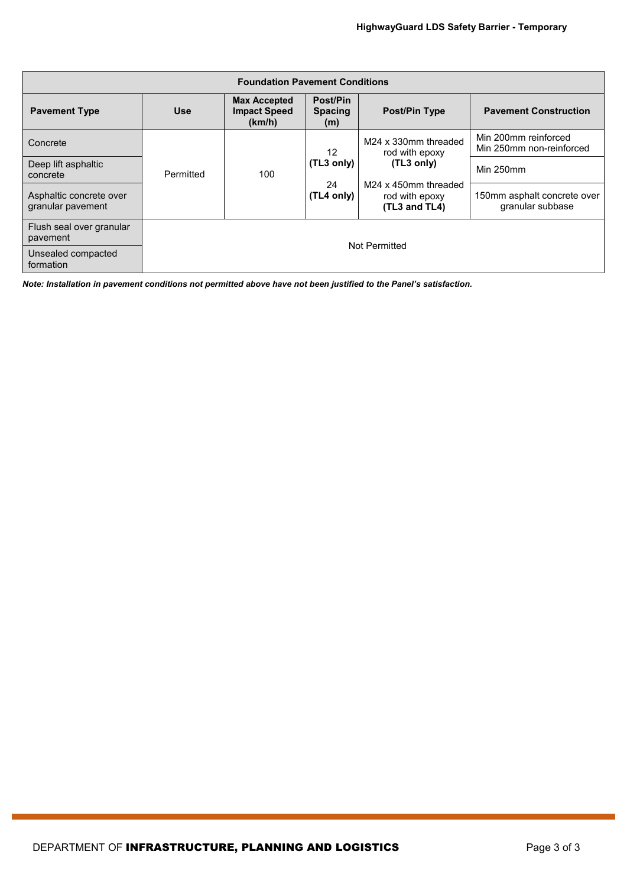| Foundation Pavement Conditions | | | | | |
|---|---|---|---|---|---|
| **Pavement Type** | **Use** | **Max Accepted Impact Speed (km/h)** | **Post/Pin Spacing (m)** | **Post/Pin Type** | **Pavement Construction** |
| Concrete | Permitted | 100 | 12 **(TL3 only)** 24 **(TL4 only)** | M24 x 330mm threaded rod with epoxy **(TL3 only)** M24 x 450mm threaded rod with epoxy **(TL3 and TL4)** | Min 200mm reinforced Min 250mm non-reinforced |
| Deep lift asphaltic concrete | | | | | Min 250mm |
| Asphaltic concrete over granular pavement | | | | | 150mm asphalt concrete over granular subbase |
| Flush seal over granular pavement | Not Permitted | | | | |
| Unsealed compacted formation | | | | | |

***Note: Installation in pavement conditions not permitted above have not been justified to the Panel's satisfaction.***